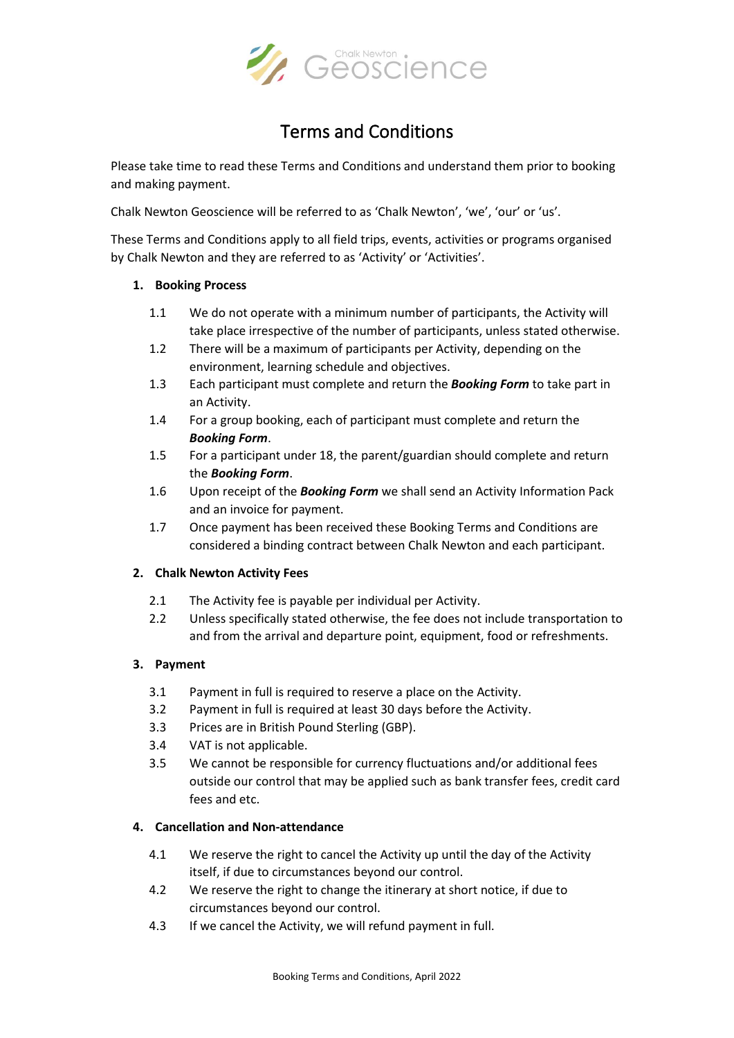# Terms and Conditions

Please take time to read these Terms and Conditions and understand them prior to booking and making payment.

Chalk Newton Geoscience will be referred to as 'Chalk Newton', 'we', 'our' or 'us'.

These Terms and Conditions apply to all field trips, events, activities or programs organised by Chalk Newton and they are referred to as 'Activity' or 'Activities'.

## 1. Booking Process

1.1 We do not operate with a minimum number of participants, the Activity will take place irrespective of the number of participants, unless stated otherwise.

1.2 There will be a maximum of participants per Activity, depending on the environment, learning schedule and objectives.

1.3 Each participant must complete and return the ***Booking Form*** to take part in an Activity.

1.4 For a group booking, each of participant must complete and return the ***Booking Form***.

1.5 For a participant under 18, the parent/guardian should complete and return the ***Booking Form***.

1.6 Upon receipt of the ***Booking Form*** we shall send an Activity Information Pack and an invoice for payment.

1.7 Once payment has been received these Booking Terms and Conditions are considered a binding contract between Chalk Newton and each participant.

## 2. Chalk Newton Activity Fees

2.1 The Activity fee is payable per individual per Activity.

2.2 Unless specifically stated otherwise, the fee does not include transportation to and from the arrival and departure point, equipment, food or refreshments.

## 3. Payment

3.1 Payment in full is required to reserve a place on the Activity.

3.2 Payment in full is required at least 30 days before the Activity.

3.3 Prices are in British Pound Sterling (GBP).

3.4 VAT is not applicable.

3.5 We cannot be responsible for currency fluctuations and/or additional fees outside our control that may be applied such as bank transfer fees, credit card fees and etc.

## 4. Cancellation and Non-attendance

4.1 We reserve the right to cancel the Activity up until the day of the Activity itself, if due to circumstances beyond our control.

4.2 We reserve the right to change the itinerary at short notice, if due to circumstances beyond our control.

4.3 If we cancel the Activity, we will refund payment in full.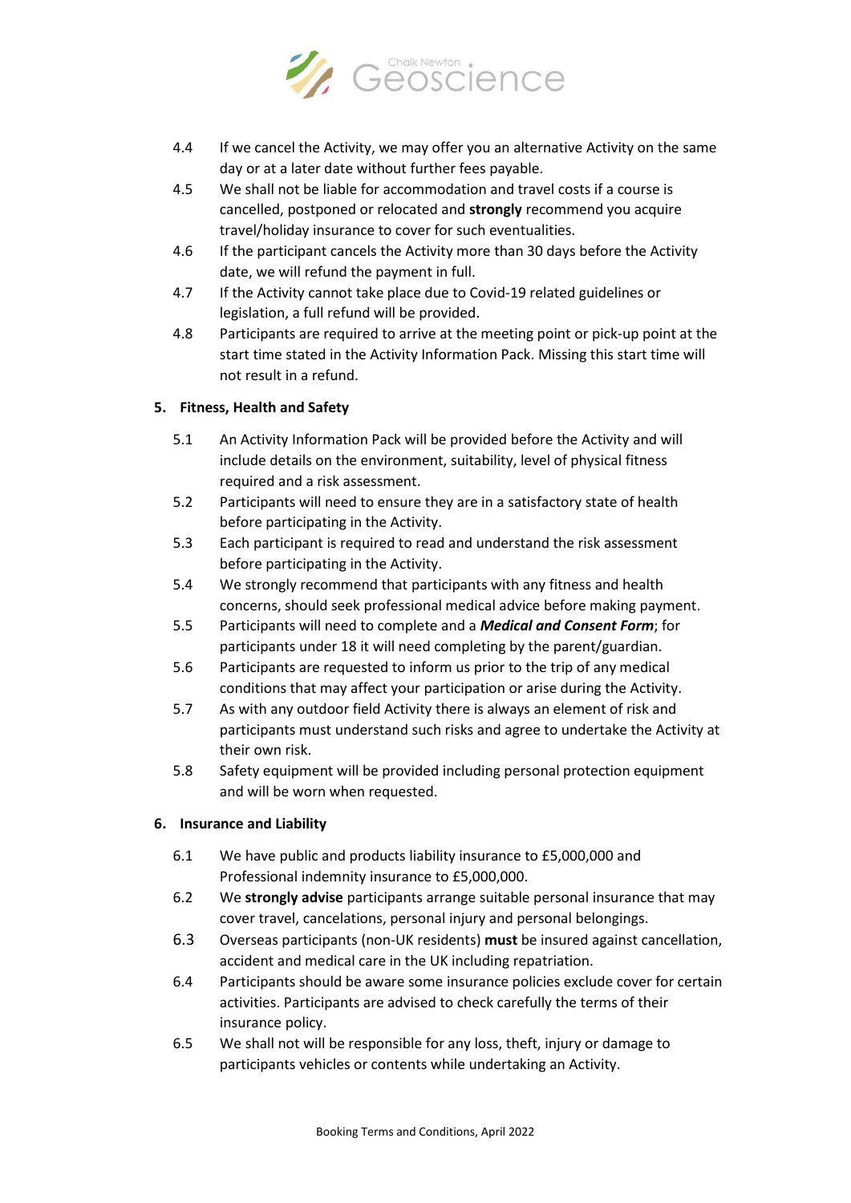4.4 If we cancel the Activity, we may offer you an alternative Activity on the same day or at a later date without further fees payable.

4.5 We shall not be liable for accommodation and travel costs if a course is cancelled, postponed or relocated and **strongly** recommend you acquire travel/holiday insurance to cover for such eventualities.

4.6 If the participant cancels the Activity more than 30 days before the Activity date, we will refund the payment in full.

4.7 If the Activity cannot take place due to Covid-19 related guidelines or legislation, a full refund will be provided.

4.8 Participants are required to arrive at the meeting point or pick-up point at the start time stated in the Activity Information Pack. Missing this start time will not result in a refund.

**5. Fitness, Health and Safety**

5.1 An Activity Information Pack will be provided before the Activity and will include details on the environment, suitability, level of physical fitness required and a risk assessment.

5.2 Participants will need to ensure they are in a satisfactory state of health before participating in the Activity.

5.3 Each participant is required to read and understand the risk assessment before participating in the Activity.

5.4 We strongly recommend that participants with any fitness and health concerns, should seek professional medical advice before making payment.

5.5 Participants will need to complete and a ***Medical and Consent Form***; for participants under 18 it will need completing by the parent/guardian.

5.6 Participants are requested to inform us prior to the trip of any medical conditions that may affect your participation or arise during the Activity.

5.7 As with any outdoor field Activity there is always an element of risk and participants must understand such risks and agree to undertake the Activity at their own risk.

5.8 Safety equipment will be provided including personal protection equipment and will be worn when requested.

**6. Insurance and Liability**

6.1 We have public and products liability insurance to £5,000,000 and Professional indemnity insurance to £5,000,000.

6.2 We **strongly advise** participants arrange suitable personal insurance that may cover travel, cancelations, personal injury and personal belongings.

6.3 Overseas participants (non-UK residents) **must** be insured against cancellation, accident and medical care in the UK including repatriation.

6.4 Participants should be aware some insurance policies exclude cover for certain activities. Participants are advised to check carefully the terms of their insurance policy.

6.5 We shall not will be responsible for any loss, theft, injury or damage to participants vehicles or contents while undertaking an Activity.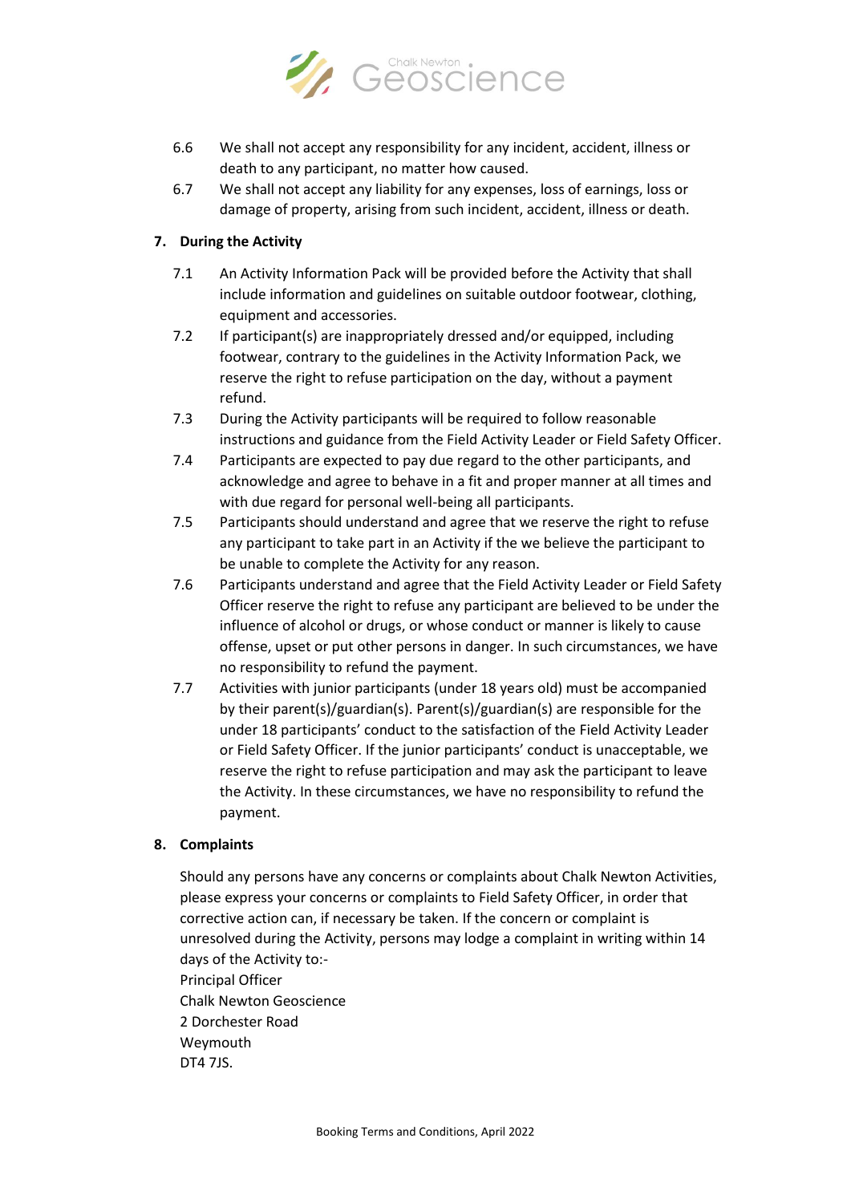6.6 We shall not accept any responsibility for any incident, accident, illness or death to any participant, no matter how caused.

6.7 We shall not accept any liability for any expenses, loss of earnings, loss or damage of property, arising from such incident, accident, illness or death.

## 7. During the Activity

7.1 An Activity Information Pack will be provided before the Activity that shall include information and guidelines on suitable outdoor footwear, clothing, equipment and accessories.

7.2 If participant(s) are inappropriately dressed and/or equipped, including footwear, contrary to the guidelines in the Activity Information Pack, we reserve the right to refuse participation on the day, without a payment refund.

7.3 During the Activity participants will be required to follow reasonable instructions and guidance from the Field Activity Leader or Field Safety Officer.

7.4 Participants are expected to pay due regard to the other participants, and acknowledge and agree to behave in a fit and proper manner at all times and with due regard for personal well-being all participants.

7.5 Participants should understand and agree that we reserve the right to refuse any participant to take part in an Activity if the we believe the participant to be unable to complete the Activity for any reason.

7.6 Participants understand and agree that the Field Activity Leader or Field Safety Officer reserve the right to refuse any participant are believed to be under the influence of alcohol or drugs, or whose conduct or manner is likely to cause offense, upset or put other persons in danger. In such circumstances, we have no responsibility to refund the payment.

7.7 Activities with junior participants (under 18 years old) must be accompanied by their parent(s)/guardian(s). Parent(s)/guardian(s) are responsible for the under 18 participants' conduct to the satisfaction of the Field Activity Leader or Field Safety Officer. If the junior participants' conduct is unacceptable, we reserve the right to refuse participation and may ask the participant to leave the Activity. In these circumstances, we have no responsibility to refund the payment.

## 8. Complaints

Should any persons have any concerns or complaints about Chalk Newton Activities, please express your concerns or complaints to Field Safety Officer, in order that corrective action can, if necessary be taken. If the concern or complaint is unresolved during the Activity, persons may lodge a complaint in writing within 14 days of the Activity to:-

Principal Officer  
Chalk Newton Geoscience  
2 Dorchester Road  
Weymouth  
DT4 7JS.